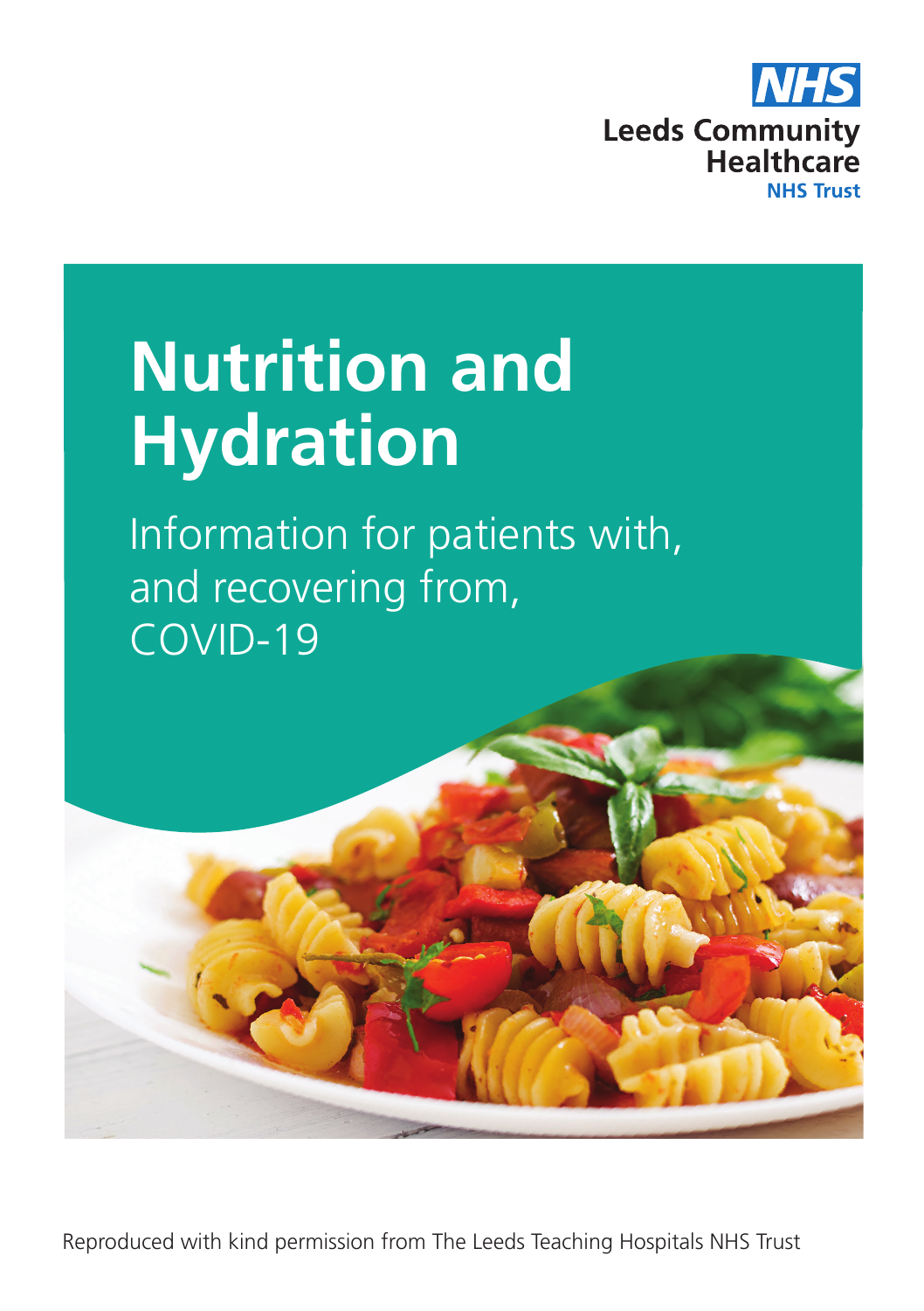NHS

Leeds Community Healthcare

NHS Trust

# Nutrition and Hydration

## Information for patients with, and recovering from, COVID-19

Reproduced with kind permission from The Leeds Teaching Hospitals NHS Trust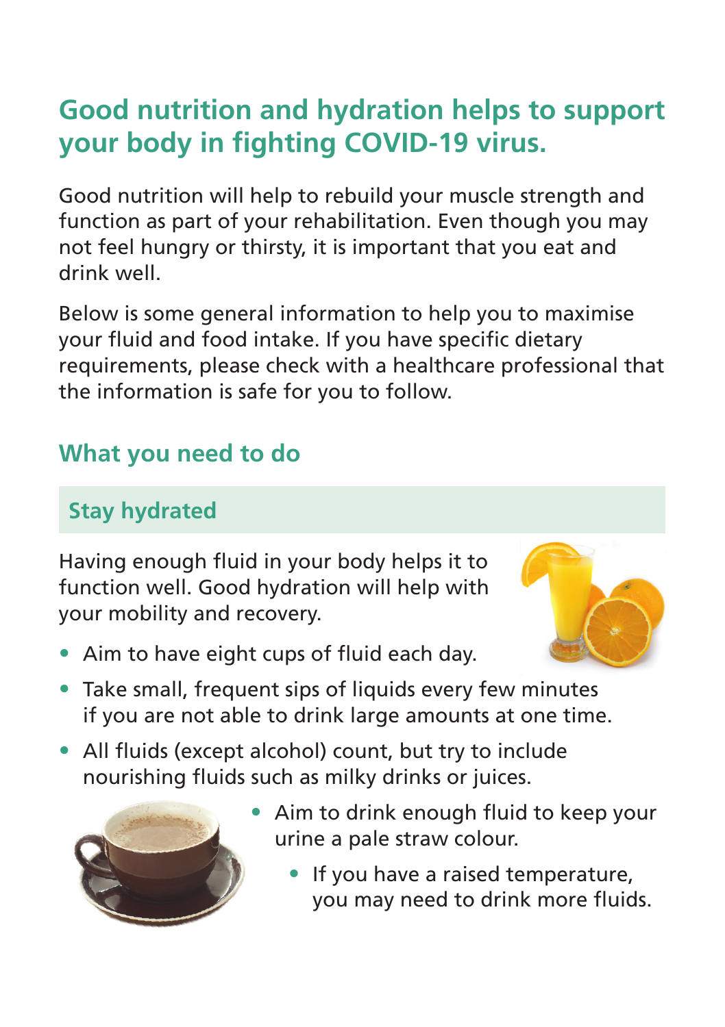## Good nutrition and hydration helps to support your body in fighting COVID-19 virus.

Good nutrition will help to rebuild your muscle strength and function as part of your rehabilitation. Even though you may not feel hungry or thirsty, it is important that you eat and drink well.

Below is some general information to help you to maximise your fluid and food intake. If you have specific dietary requirements, please check with a healthcare professional that the information is safe for you to follow.

### What you need to do

#### Stay hydrated

Having enough fluid in your body helps it to function well. Good hydration will help with your mobility and recovery.

- Aim to have eight cups of fluid each day.
- Take small, frequent sips of liquids every few minutes if you are not able to drink large amounts at one time.
- All fluids (except alcohol) count, but try to include nourishing fluids such as milky drinks or juices.
- Aim to drink enough fluid to keep your urine a pale straw colour.
  - If you have a raised temperature, you may need to drink more fluids.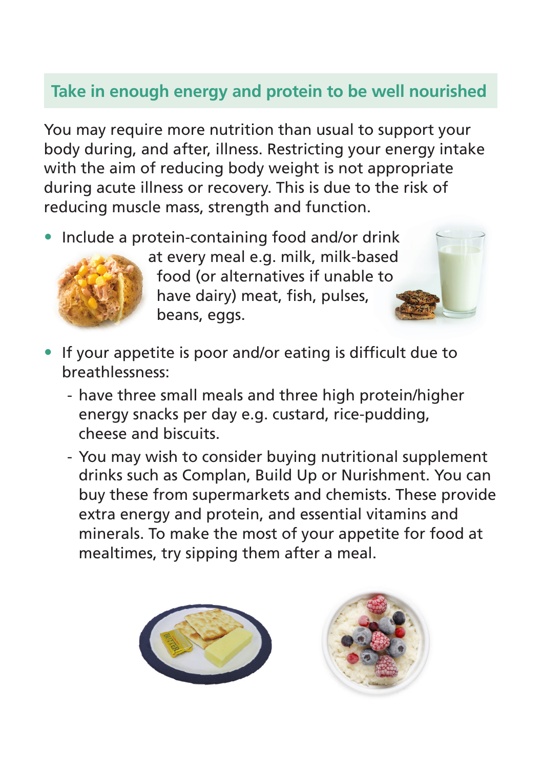## Take in enough energy and protein to be well nourished

You may require more nutrition than usual to support your body during, and after, illness. Restricting your energy intake with the aim of reducing body weight is not appropriate during acute illness or recovery. This is due to the risk of reducing muscle mass, strength and function.

- Include a protein-containing food and/or drink at every meal e.g. milk, milk-based food (or alternatives if unable to have dairy) meat, fish, pulses, beans, eggs.
- If your appetite is poor and/or eating is difficult due to breathlessness:
  - have three small meals and three high protein/higher energy snacks per day e.g. custard, rice-pudding, cheese and biscuits.
  - You may wish to consider buying nutritional supplement drinks such as Complan, Build Up or Nurishment. You can buy these from supermarkets and chemists. These provide extra energy and protein, and essential vitamins and minerals. To make the most of your appetite for food at mealtimes, try sipping them after a meal.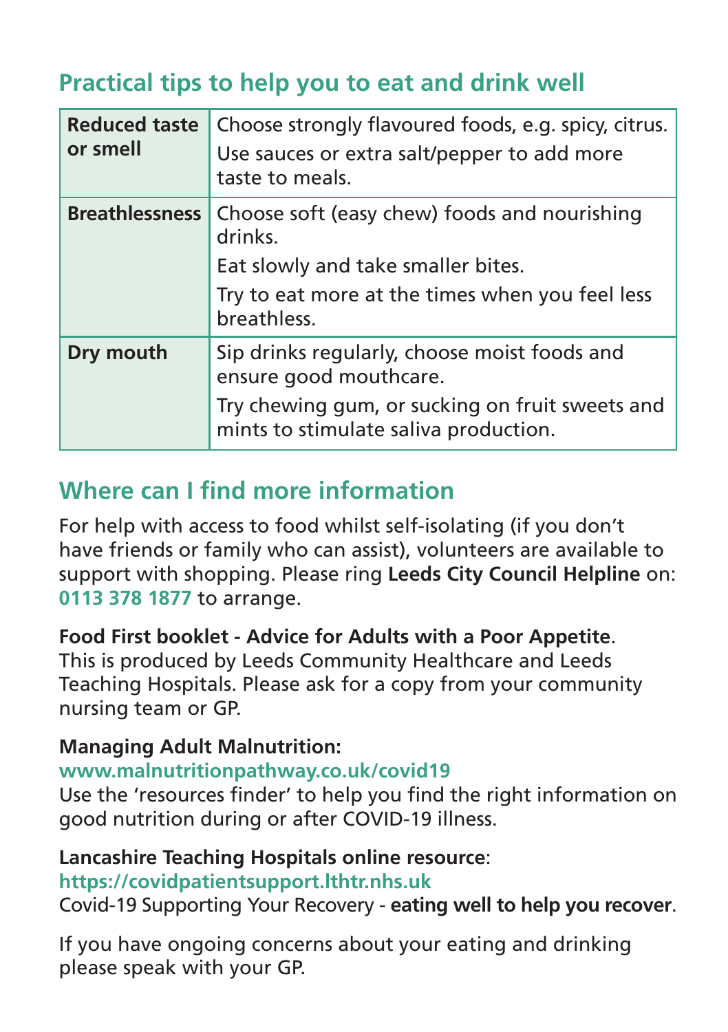## Practical tips to help you to eat and drink well

| | |
|---|---|
| **Reduced taste or smell** | Choose strongly flavoured foods, e.g. spicy, citrus.<br>Use sauces or extra salt/pepper to add more taste to meals. |
| **Breathlessness** | Choose soft (easy chew) foods and nourishing drinks.<br>Eat slowly and take smaller bites.<br>Try to eat more at the times when you feel less breathless. |
| **Dry mouth** | Sip drinks regularly, choose moist foods and ensure good mouthcare.<br>Try chewing gum, or sucking on fruit sweets and mints to stimulate saliva production. |

## Where can I find more information

For help with access to food whilst self-isolating (if you don't have friends or family who can assist), volunteers are available to support with shopping. Please ring **Leeds City Council Helpline** on: **0113 378 1877** to arrange.

**Food First booklet - Advice for Adults with a Poor Appetite**. This is produced by Leeds Community Healthcare and Leeds Teaching Hospitals. Please ask for a copy from your community nursing team or GP.

**Managing Adult Malnutrition:**
**www.malnutritionpathway.co.uk/covid19**
Use the 'resources finder' to help you find the right information on good nutrition during or after COVID-19 illness.

**Lancashire Teaching Hospitals online resource**:
**https://covidpatientsupport.lthtr.nhs.uk**
Covid-19 Supporting Your Recovery - **eating well to help you recover**.

If you have ongoing concerns about your eating and drinking please speak with your GP.